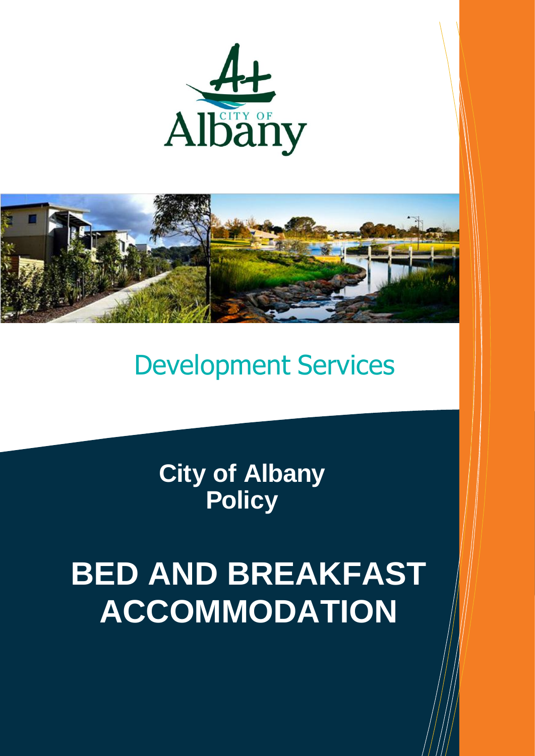CITY OF Albany

Development Services

**City of Albany Policy**

# BED AND BREAKFAST ACCOMMODATION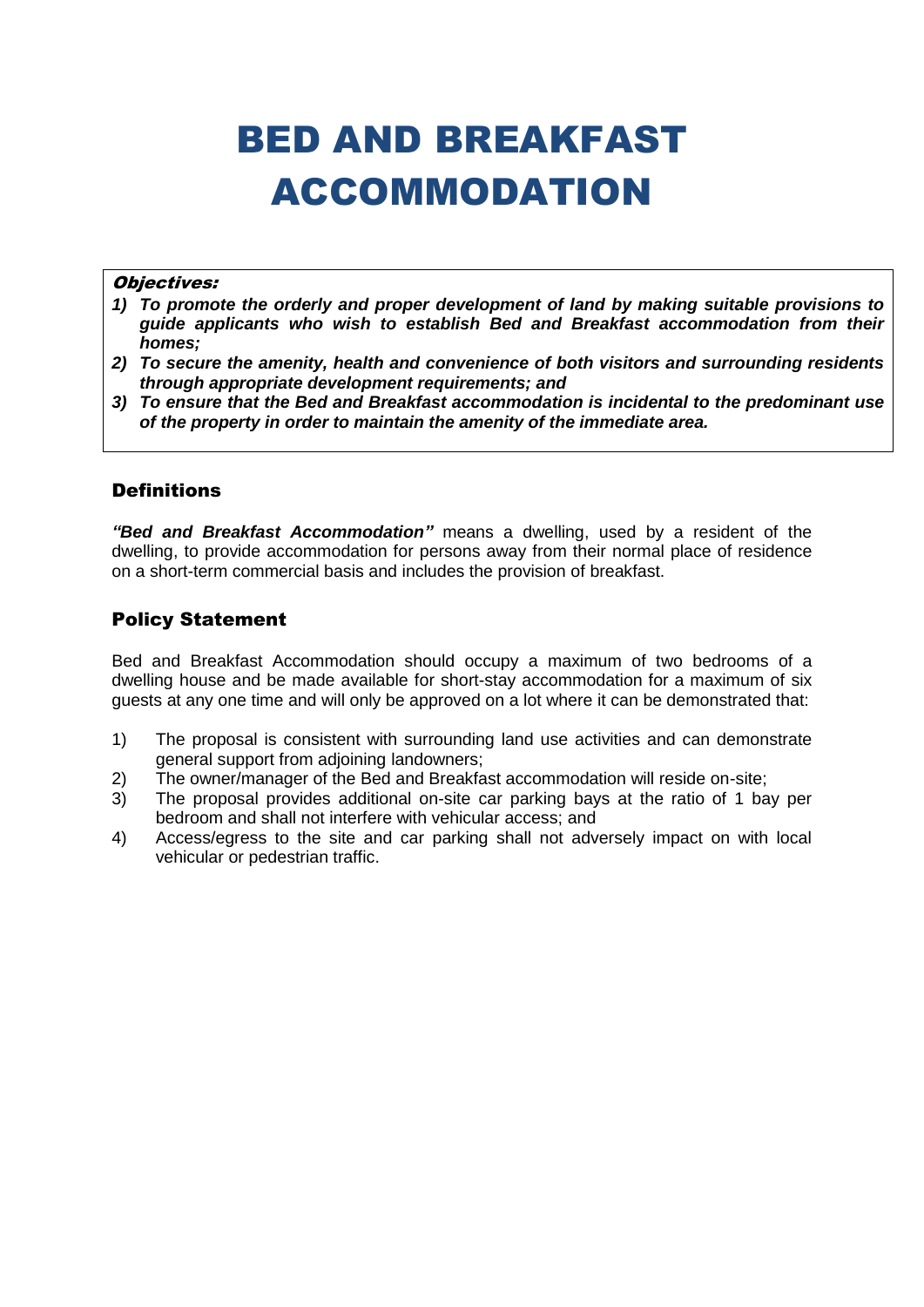# BED AND BREAKFAST ACCOMMODATION

***Objectives:***

1) ***To promote the orderly and proper development of land by making suitable provisions to guide applicants who wish to establish Bed and Breakfast accommodation from their homes;***
2) ***To secure the amenity, health and convenience of both visitors and surrounding residents through appropriate development requirements; and***
3) ***To ensure that the Bed and Breakfast accommodation is incidental to the predominant use of the property in order to maintain the amenity of the immediate area.***

## Definitions

***"Bed and Breakfast Accommodation"*** means a dwelling, used by a resident of the dwelling, to provide accommodation for persons away from their normal place of residence on a short-term commercial basis and includes the provision of breakfast.

## Policy Statement

Bed and Breakfast Accommodation should occupy a maximum of two bedrooms of a dwelling house and be made available for short-stay accommodation for a maximum of six guests at any one time and will only be approved on a lot where it can be demonstrated that:

1) The proposal is consistent with surrounding land use activities and can demonstrate general support from adjoining landowners;
2) The owner/manager of the Bed and Breakfast accommodation will reside on-site;
3) The proposal provides additional on-site car parking bays at the ratio of 1 bay per bedroom and shall not interfere with vehicular access; and
4) Access/egress to the site and car parking shall not adversely impact on with local vehicular or pedestrian traffic.